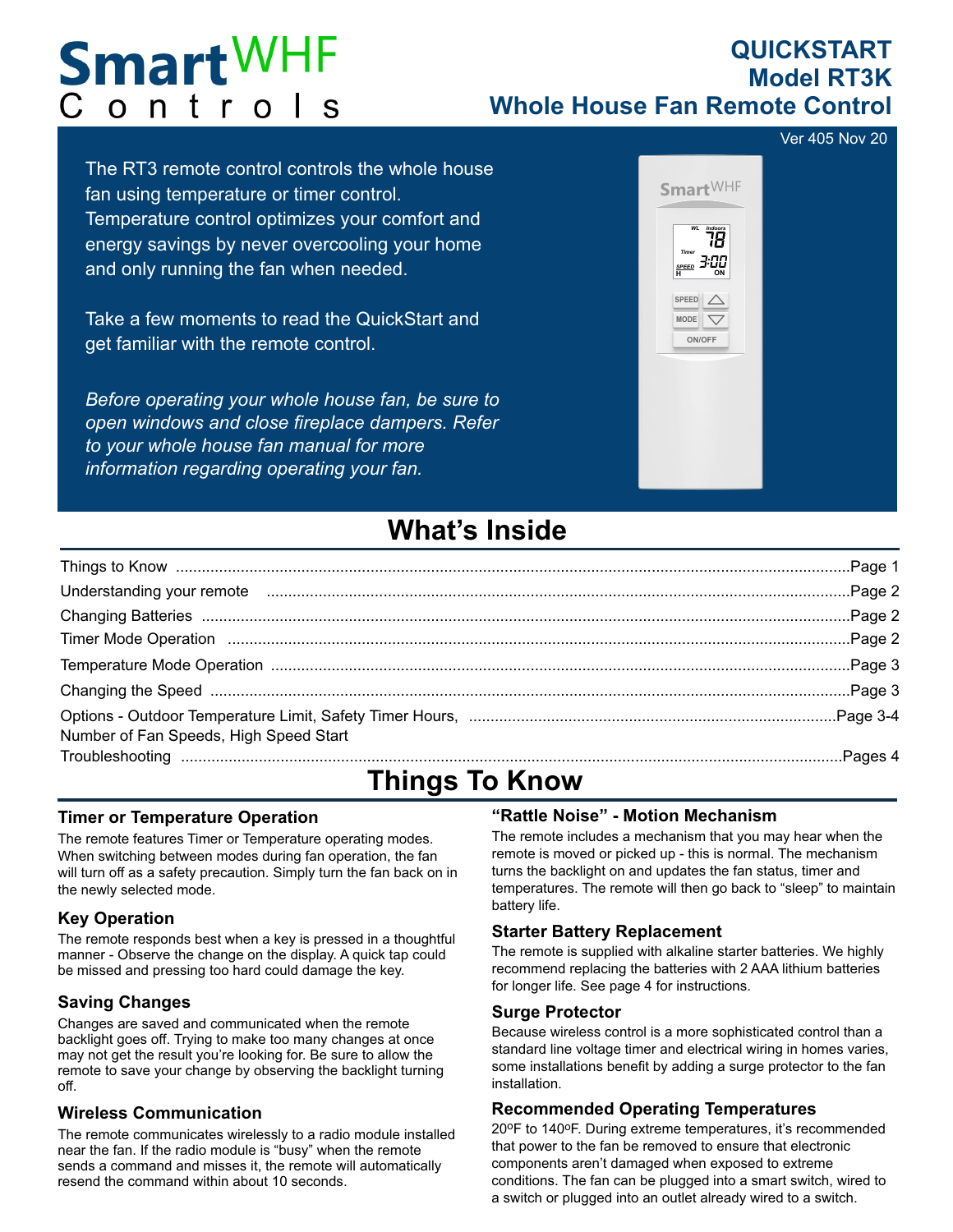# SmartWHF Controls

## QUICKSTART
## Model RT3K
## Whole House Fan Remote Control

Ver 405 Nov 20

The RT3 remote control controls the whole house fan using temperature or timer control. Temperature control optimizes your comfort and energy savings by never overcooling your home and only running the fan when needed.

Take a few moments to read the QuickStart and get familiar with the remote control.

*Before operating your whole house fan, be sure to open windows and close fireplace dampers. Refer to your whole house fan manual for more information regarding operating your fan.*

# What's Inside

| | |
|---|---|
| Things to Know | Page 1 |
| Understanding your remote | Page 2 |
| Changing Batteries | Page 2 |
| Timer Mode Operation | Page 2 |
| Temperature Mode Operation | Page 3 |
| Changing the Speed | Page 3 |
| Options - Outdoor Temperature Limit, Safety Timer Hours, Number of Fan Speeds, High Speed Start | Page 3-4 |
| Troubleshooting | Pages 4 |

# Things To Know

### Timer or Temperature Operation

The remote features Timer or Temperature operating modes. When switching between modes during fan operation, the fan will turn off as a safety precaution. Simply turn the fan back on in the newly selected mode.

### Key Operation

The remote responds best when a key is pressed in a thoughtful manner - Observe the change on the display. A quick tap could be missed and pressing too hard could damage the key.

### Saving Changes

Changes are saved and communicated when the remote backlight goes off. Trying to make too many changes at once may not get the result you're looking for. Be sure to allow the remote to save your change by observing the backlight turning off.

### Wireless Communication

The remote communicates wirelessly to a radio module installed near the fan. If the radio module is "busy" when the remote sends a command and misses it, the remote will automatically resend the command within about 10 seconds.

### "Rattle Noise" - Motion Mechanism

The remote includes a mechanism that you may hear when the remote is moved or picked up - this is normal. The mechanism turns the backlight on and updates the fan status, timer and temperatures. The remote will then go back to "sleep" to maintain battery life.

### Starter Battery Replacement

The remote is supplied with alkaline starter batteries. We highly recommend replacing the batteries with 2 AAA lithium batteries for longer life. See page 4 for instructions.

### Surge Protector

Because wireless control is a more sophisticated control than a standard line voltage timer and electrical wiring in homes varies, some installations benefit by adding a surge protector to the fan installation.

### Recommended Operating Temperatures

20ºF to 140ºF. During extreme temperatures, it's recommended that power to the fan be removed to ensure that electronic components aren't damaged when exposed to extreme conditions. The fan can be plugged into a smart switch, wired to a switch or plugged into an outlet already wired to a switch.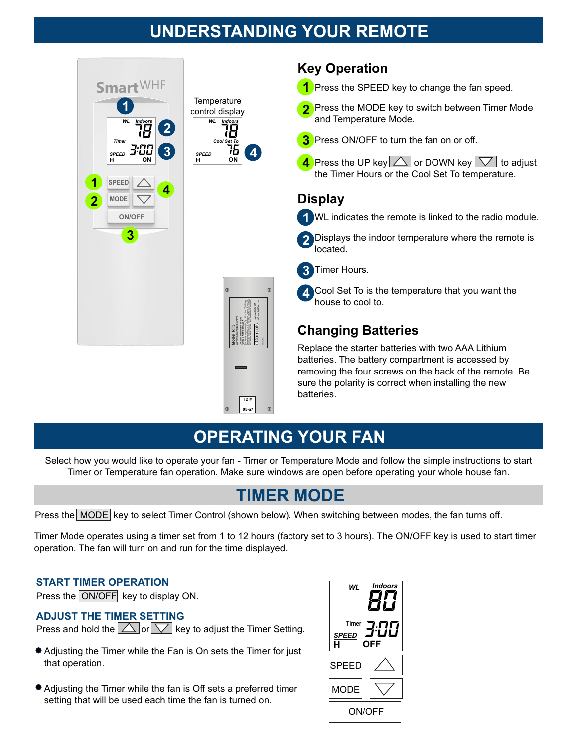## UNDERSTANDING YOUR REMOTE

Temperature control display

### Key Operation

1. Press the SPEED key to change the fan speed.
2. Press the MODE key to switch between Timer Mode and Temperature Mode.
3. Press ON/OFF to turn the fan on or off.
4. Press the UP key or DOWN key to adjust the Timer Hours or the Cool Set To temperature.

### Display

1. WL indicates the remote is linked to the radio module.
2. Displays the indoor temperature where the remote is located.
3. Timer Hours.
4. Cool Set To is the temperature that you want the house to cool to.

### Changing Batteries

Replace the starter batteries with two AAA Lithium batteries. The battery compartment is accessed by removing the four screws on the back of the remote. Be sure the polarity is correct when installing the new batteries.

## OPERATING YOUR FAN

Select how you would like to operate your fan - Timer or Temperature Mode and follow the simple instructions to start Timer or Temperature fan operation. Make sure windows are open before operating your whole house fan.

## TIMER MODE

Press the MODE key to select Timer Control (shown below). When switching between modes, the fan turns off.

Timer Mode operates using a timer set from 1 to 12 hours (factory set to 3 hours). The ON/OFF key is used to start timer operation. The fan will turn on and run for the time displayed.

### START TIMER OPERATION

Press the ON/OFF key to display ON.

### ADJUST THE TIMER SETTING

Press and hold the UP or DOWN key to adjust the Timer Setting.

- Adjusting the Timer while the Fan is On sets the Timer for just that operation.
- Adjusting the Timer while the fan is Off sets a preferred timer setting that will be used each time the fan is turned on.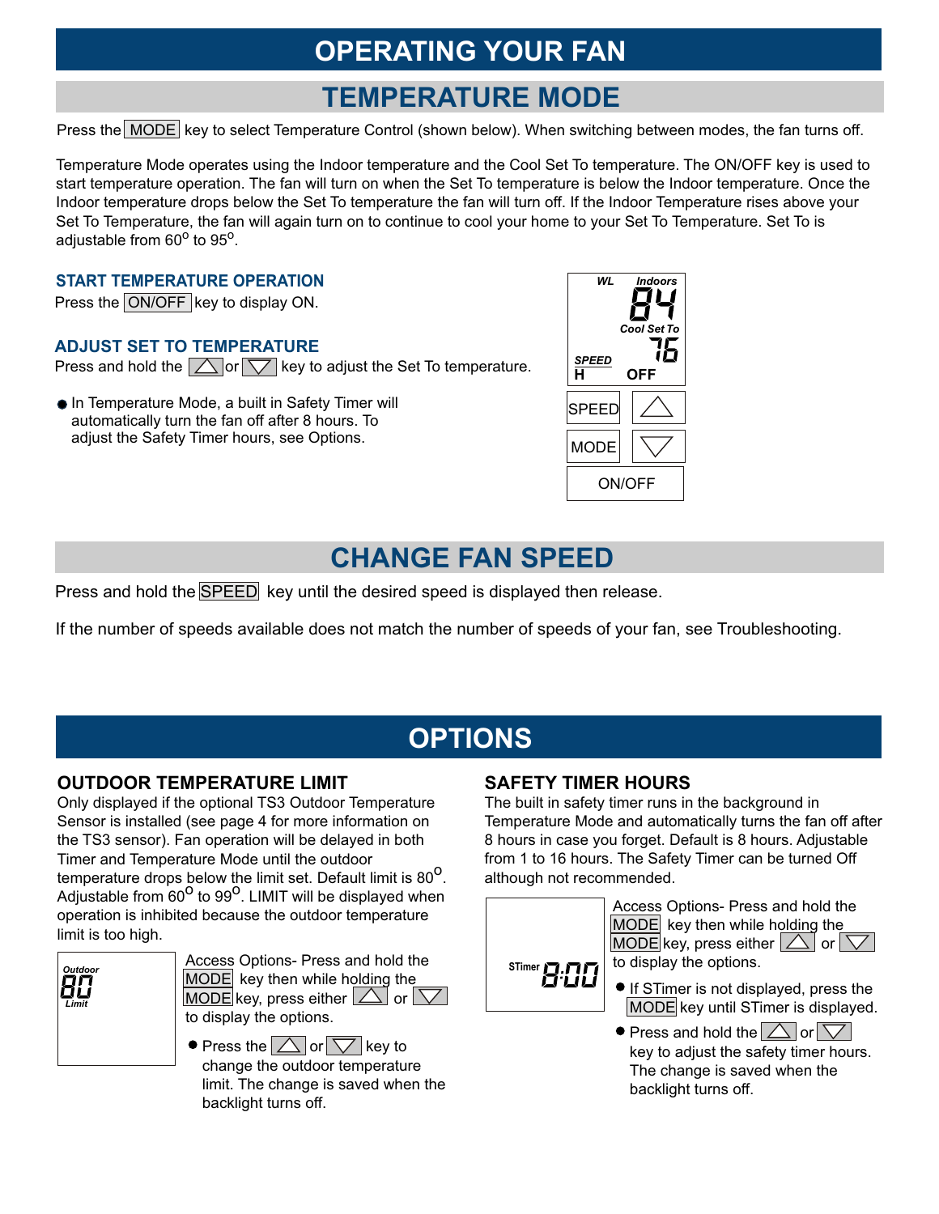# OPERATING YOUR FAN

## TEMPERATURE MODE

Press the MODE key to select Temperature Control (shown below). When switching between modes, the fan turns off.

Temperature Mode operates using the Indoor temperature and the Cool Set To temperature. The ON/OFF key is used to start temperature operation. The fan will turn on when the Set To temperature is below the Indoor temperature. Once the Indoor temperature drops below the Set To temperature the fan will turn off. If the Indoor Temperature rises above your Set To Temperature, the fan will again turn on to continue to cool your home to your Set To Temperature. Set To is adjustable from 60° to 95°.

### START TEMPERATURE OPERATION

Press the ON/OFF key to display ON.

### ADJUST SET TO TEMPERATURE

Press and hold the △ or ▽ key to adjust the Set To temperature.

- In Temperature Mode, a built in Safety Timer will automatically turn the fan off after 8 hours. To adjust the Safety Timer hours, see Options.

WL Indoors 84
Cool Set To 76
SPEED H OFF

SPEED △
MODE ▽
ON/OFF

## CHANGE FAN SPEED

Press and hold the SPEED key until the desired speed is displayed then release.

If the number of speeds available does not match the number of speeds of your fan, see Troubleshooting.

# OPTIONS

### OUTDOOR TEMPERATURE LIMIT

Only displayed if the optional TS3 Outdoor Temperature Sensor is installed (see page 4 for more information on the TS3 sensor). Fan operation will be delayed in both Timer and Temperature Mode until the outdoor temperature drops below the limit set. Default limit is 80°. Adjustable from 60° to 99°. LIMIT will be displayed when operation is inhibited because the outdoor temperature limit is too high.

Outdoor 80 Limit

Access Options- Press and hold the MODE key then while holding the MODE key, press either △ or ▽ to display the options.

- Press the △ or ▽ key to change the outdoor temperature limit. The change is saved when the backlight turns off.

### SAFETY TIMER HOURS

The built in safety timer runs in the background in Temperature Mode and automatically turns the fan off after 8 hours in case you forget. Default is 8 hours. Adjustable from 1 to 16 hours. The Safety Timer can be turned Off although not recommended.

STimer 8:00

Access Options- Press and hold the MODE key then while holding the MODE key, press either △ or ▽ to display the options.

- If STimer is not displayed, press the MODE key until STimer is displayed.
- Press and hold the △ or ▽ key to adjust the safety timer hours. The change is saved when the backlight turns off.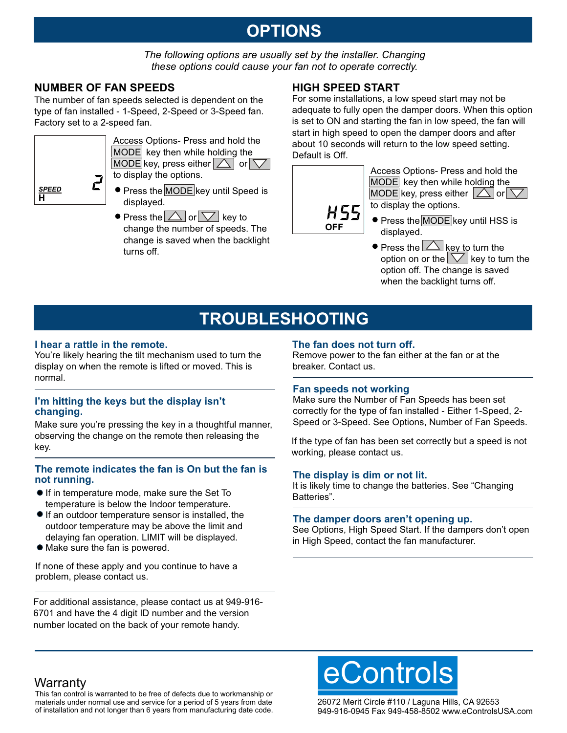# OPTIONS

*The following options are usually set by the installer. Changing these options could cause your fan not to operate correctly.*

### NUMBER OF FAN SPEEDS

The number of fan speeds selected is dependent on the type of fan installed - 1-Speed, 2-Speed or 3-Speed fan. Factory set to a 2-speed fan.

SPEED
H
2

Access Options- Press and hold the MODE key then while holding the MODE key, press either △ or ▽ to display the options.

- Press the MODE key until Speed is displayed.
- Press the △ or ▽ key to change the number of speeds. The change is saved when the backlight turns off.

### HIGH SPEED START

For some installations, a low speed start may not be adequate to fully open the damper doors. When this option is set to ON and starting the fan in low speed, the fan will start in high speed to open the damper doors and after about 10 seconds will return to the low speed setting. Default is Off.

HSS
OFF

Access Options- Press and hold the MODE key then while holding the MODE key, press either △ or ▽ to display the options.

- Press the MODE key until HSS is displayed.
- Press the △ key to turn the option on or the ▽ key to turn the option off. The change is saved when the backlight turns off.

# TROUBLESHOOTING

**I hear a rattle in the remote.**
You're likely hearing the tilt mechanism used to turn the display on when the remote is lifted or moved. This is normal.

**I'm hitting the keys but the display isn't changing.**
Make sure you're pressing the key in a thoughtful manner, observing the change on the remote then releasing the key.

**The remote indicates the fan is On but the fan is not running.**

- If in temperature mode, make sure the Set To temperature is below the Indoor temperature.
- If an outdoor temperature sensor is installed, the outdoor temperature may be above the limit and delaying fan operation. LIMIT will be displayed.
- Make sure the fan is powered.

If none of these apply and you continue to have a problem, please contact us.

For additional assistance, please contact us at 949-916-6701 and have the 4 digit ID number and the version number located on the back of your remote handy.

**The fan does not turn off.**
Remove power to the fan either at the fan or at the breaker. Contact us.

**Fan speeds not working**
Make sure the Number of Fan Speeds has been set correctly for the type of fan installed - Either 1-Speed, 2-Speed or 3-Speed. See Options, Number of Fan Speeds.

If the type of fan has been set correctly but a speed is not working, please contact us.

**The display is dim or not lit.**
It is likely time to change the batteries. See "Changing Batteries".

**The damper doors aren't opening up.**
See Options, High Speed Start. If the dampers don't open in High Speed, contact the fan manufacturer.

## Warranty

This fan control is warranted to be free of defects due to workmanship or materials under normal use and service for a period of 5 years from date of installation and not longer than 6 years from manufacturing date code.

eControls
26072 Merit Circle #110 / Laguna Hills, CA 92653
949-916-0945 Fax 949-458-8502 www.eControlsUSA.com